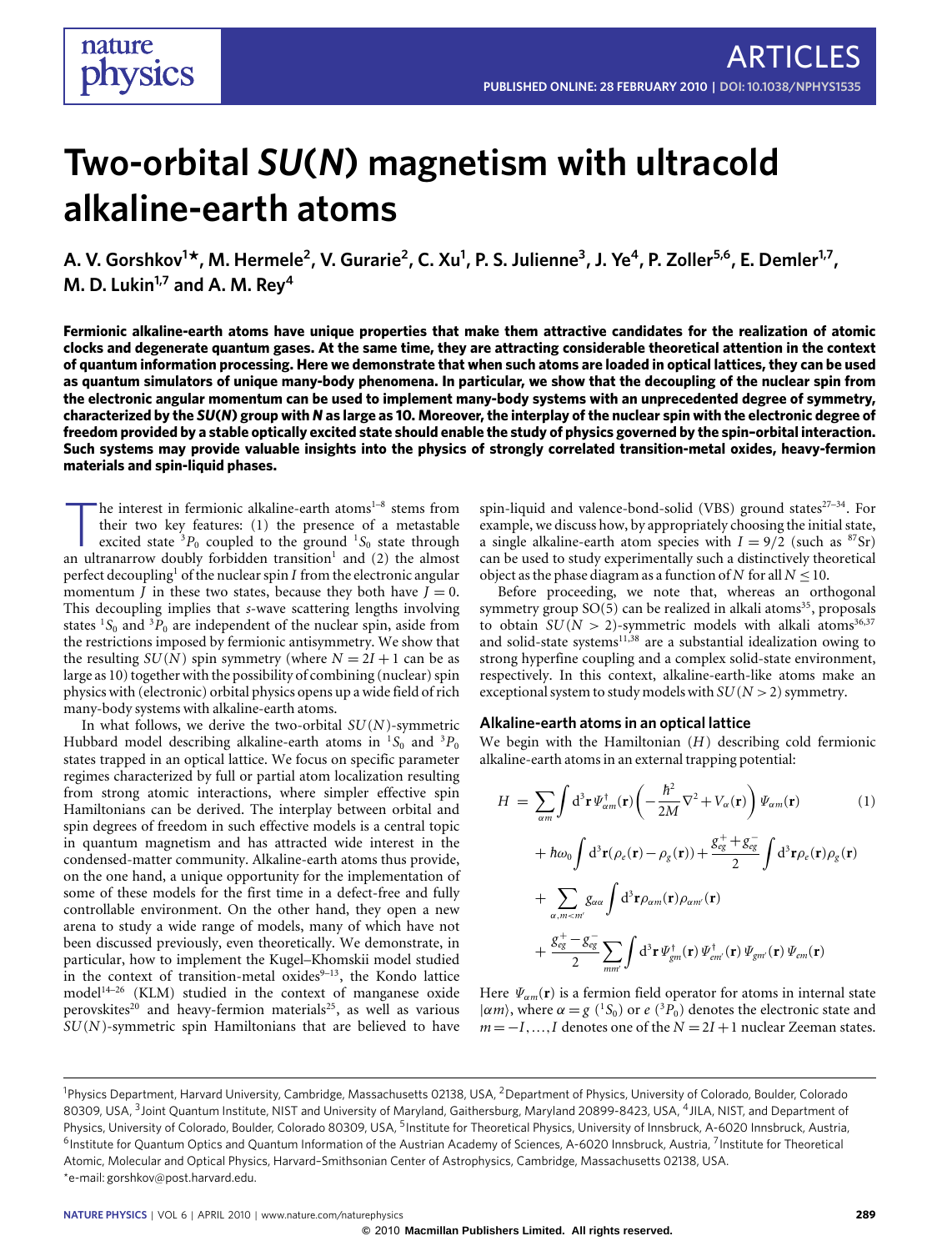# Two-orbital $SU(N)$ magnetism with ultracold alkaline-earth atoms

A. V. Gorshkov[1*], M. Hermele[2], V. Gurarie[2], C. Xu[1], P. S. Julienne[3], J. Ye[4], P. Zoller[5,6], E. Demler[1,7], M. D. Lukin[1,7] and A. M. Rey[4]

**Fermionic alkaline-earth atoms have unique properties that make them attractive candidates for the realization of atomic clocks and degenerate quantum gases. At the same time, they are attracting considerable theoretical attention in the context of quantum information processing. Here we demonstrate that when such atoms are loaded in optical lattices, they can be used as quantum simulators of unique many-body phenomena. In particular, we show that the decoupling of the nuclear spin from the electronic angular momentum can be used to implement many-body systems with an unprecedented degree of symmetry, characterized by the *SU(N)* group with *N* as large as 10. Moreover, the interplay of the nuclear spin with the electronic degree of freedom provided by a stable optically excited state should enable the study of physics governed by the spin–orbital interaction. Such systems may provide valuable insights into the physics of strongly correlated transition-metal oxides, heavy-fermion materials and spin-liquid phases.**

The interest in fermionic alkaline-earth atoms[1–8] stems from their two key features: (1) the presence of a metastable excited state $^3P_0$ coupled to the ground $^1S_0$ state through an ultranarrow doubly forbidden transition[1] and (2) the almost perfect decoupling[1] of the nuclear spin $I$ from the electronic angular momentum $J$ in these two states, because they both have $J = 0$. This decoupling implies that $s$-wave scattering lengths involving states $^1S_0$ and $^3P_0$ are independent of the nuclear spin, aside from the restrictions imposed by fermionic antisymmetry. We show that the resulting $SU(N)$ spin symmetry (where $N = 2I + 1$ can be as large as 10) together with the possibility of combining (nuclear) spin physics with (electronic) orbital physics opens up a wide field of rich many-body systems with alkaline-earth atoms.

In what follows, we derive the two-orbital $SU(N)$-symmetric Hubbard model describing alkaline-earth atoms in $^1S_0$ and $^3P_0$ states trapped in an optical lattice. We focus on specific parameter regimes characterized by full or partial atom localization resulting from strong atomic interactions, where simpler effective spin Hamiltonians can be derived. The interplay between orbital and spin degrees of freedom in such effective models is a central topic in quantum magnetism and has attracted wide interest in the condensed-matter community. Alkaline-earth atoms thus provide, on the one hand, a unique opportunity for the implementation of some of these models for the first time in a defect-free and fully controllable environment. On the other hand, they open a new arena to study a wide range of models, many of which have not been discussed previously, even theoretically. We demonstrate, in particular, how to implement the Kugel–Khomskii model studied in the context of transition-metal oxides[9–13], the Kondo lattice model[14–26] (KLM) studied in the context of manganese oxide perovskites[20] and heavy-fermion materials[25], as well as various $SU(N)$-symmetric spin Hamiltonians that are believed to have spin-liquid and valence-bond-solid (VBS) ground states[27–34]. For example, we discuss how, by appropriately choosing the initial state, a single alkaline-earth atom species with $I = 9/2$ (such as $^{87}$Sr) can be used to study experimentally such a distinctively theoretical object as the phase diagram as a function of $N$ for all $N \leq 10$.

Before proceeding, we note that, whereas an orthogonal symmetry group SO(5) can be realized in alkali atoms[35], proposals to obtain $SU(N > 2)$-symmetric models with alkali atoms[36,37] and solid-state systems[11,38] are a substantial idealization owing to strong hyperfine coupling and a complex solid-state environment, respectively. In this context, alkaline-earth-like atoms make an exceptional system to study models with $SU(N > 2)$ symmetry.

## Alkaline-earth atoms in an optical lattice

We begin with the Hamiltonian ($H$) describing cold fermionic alkaline-earth atoms in an external trapping potential:

$$
\begin{aligned}
H = &\sum_{\alpha m} \int d^3\mathbf{r}\, \Psi^\dagger_{\alpha m}(\mathbf{r}) \left( -\frac{\hbar^2}{2M}\nabla^2 + V_\alpha(\mathbf{r}) \right) \Psi_{\alpha m}(\mathbf{r}) \\
&+ \hbar\omega_0 \int d^3\mathbf{r}(\rho_e(\mathbf{r}) - \rho_g(\mathbf{r})) + \frac{g^+_{eg} + g^-_{eg}}{2} \int d^3\mathbf{r}\, \rho_e(\mathbf{r})\rho_g(\mathbf{r}) \\
&+ \sum_{\alpha, m<m'} g_{\alpha\alpha} \int d^3\mathbf{r}\, \rho_{\alpha m}(\mathbf{r})\rho_{\alpha m'}(\mathbf{r}) \\
&+ \frac{g^+_{eg} - g^-_{eg}}{2} \sum_{mm'} \int d^3\mathbf{r}\, \Psi^\dagger_{gm}(\mathbf{r})\, \Psi^\dagger_{em'}(\mathbf{r})\, \Psi_{gm'}(\mathbf{r})\, \Psi_{em}(\mathbf{r})
\end{aligned} \tag{1}
$$

Here $\Psi_{\alpha m}(\mathbf{r})$ is a fermion field operator for atoms in internal state $|\alpha m\rangle$, where $\alpha = g$ ($^1S_0$) or $e$ ($^3P_0$) denotes the electronic state and $m = -I, \ldots, I$ denotes one of the $N = 2I + 1$ nuclear Zeeman states.

---

[1]Physics Department, Harvard University, Cambridge, Massachusetts 02138, USA, [2]Department of Physics, University of Colorado, Boulder, Colorado 80309, USA, [3]Joint Quantum Institute, NIST and University of Maryland, Gaithersburg, Maryland 20899-8423, USA, [4]JILA, NIST, and Department of Physics, University of Colorado, Boulder, Colorado 80309, USA, [5]Institute for Theoretical Physics, University of Innsbruck, A-6020 Innsbruck, Austria, [6]Institute for Quantum Optics and Quantum Information of the Austrian Academy of Sciences, A-6020 Innsbruck, Austria, [7]Institute for Theoretical Atomic, Molecular and Optical Physics, Harvard–Smithsonian Center of Astrophysics, Cambridge, Massachusetts 02138, USA.
*e-mail: gorshkov@post.harvard.edu.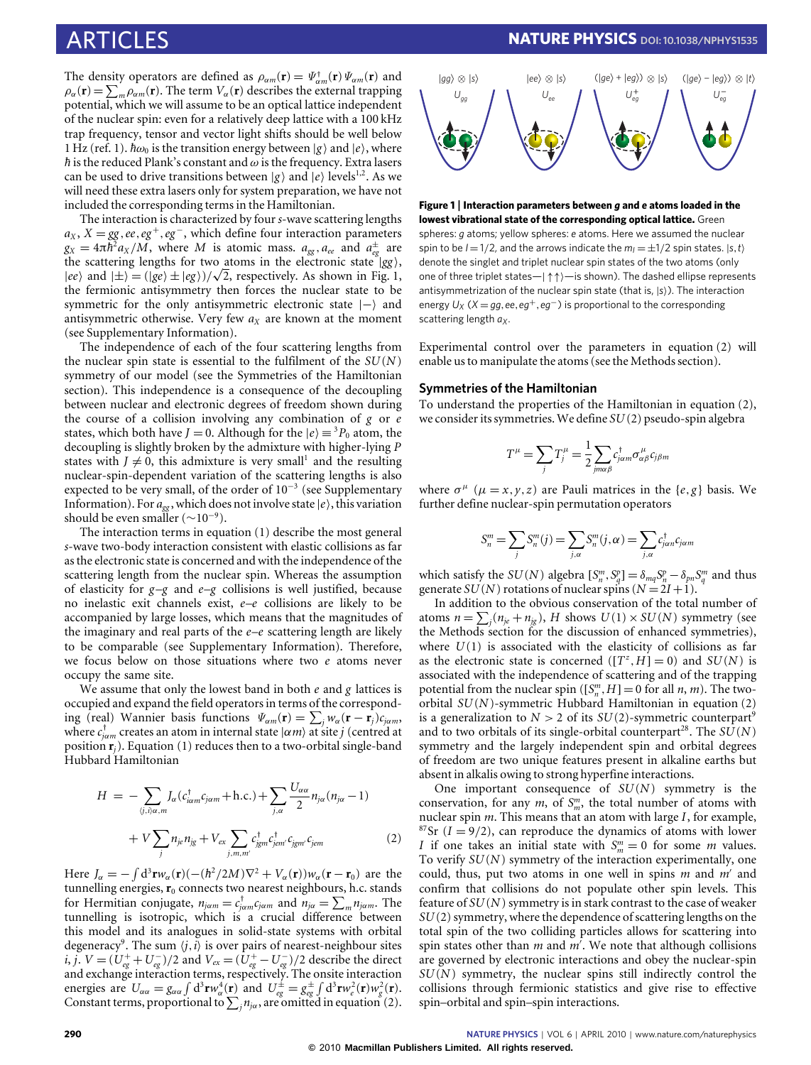The density operators are defined as $\rho_{\alpha m}(\mathbf{r}) = \Psi^\dagger_{\alpha m}(\mathbf{r})\Psi_{\alpha m}(\mathbf{r})$ and $\rho_\alpha(\mathbf{r}) = \sum_m \rho_{\alpha m}(\mathbf{r})$. The term $V_\alpha(\mathbf{r})$ describes the external trapping potential, which we will assume to be an optical lattice independent of the nuclear spin: even for a relatively deep lattice with a 100 kHz trap frequency, tensor and vector light shifts should be well below 1 Hz (ref. 1). $\hbar\omega_0$ is the transition energy between $|g\rangle$ and $|e\rangle$, where $\hbar$ is the reduced Plank's constant and $\omega$ is the frequency. Extra lasers can be used to drive transitions between $|g\rangle$ and $|e\rangle$ levels[1,2]. As we will need these extra lasers only for system preparation, we have not included the corresponding terms in the Hamiltonian.

The interaction is characterized by four $s$-wave scattering lengths $a_X$, $X = gg, ee, eg^+, eg^-$, which define four interaction parameters $g_X = 4\pi\hbar^2 a_X/M$, where $M$ is atomic mass. $a_{gg}$, $a_{ee}$ and $a^\pm_{eg}$ are the scattering lengths for two atoms in the electronic state $|gg\rangle$, $|ee\rangle$ and $|\pm\rangle = (|ge\rangle \pm |eg\rangle)/\sqrt{2}$, respectively. As shown in Fig. 1, the fermionic antisymmetry then forces the nuclear state to be symmetric for the only antisymmetric electronic state $|-\rangle$ and antisymmetric otherwise. Very few $a_X$ are known at the moment (see Supplementary Information).

The independence of each of the four scattering lengths from the nuclear spin state is essential to the fulfilment of the $SU(N)$ symmetry of our model (see the Symmetries of the Hamiltonian section). This independence is a consequence of the decoupling between nuclear and electronic degrees of freedom shown during the course of a collision involving any combination of $g$ or $e$ states, which both have $J = 0$. Although for the $|e\rangle \equiv {}^3P_0$ atom, the decoupling is slightly broken by the admixture with higher-lying $P$ states with $J \neq 0$, this admixture is very small[1] and the resulting nuclear-spin-dependent variation of the scattering lengths is also expected to be very small, of the order of $10^{-3}$ (see Supplementary Information). For $a_{gg}$, which does not involve state $|e\rangle$, this variation should be even smaller ($\sim 10^{-9}$).

The interaction terms in equation (1) describe the most general $s$-wave two-body interaction consistent with elastic collisions as far as the electronic state is concerned and with the independence of the scattering length from the nuclear spin. Whereas the assumption of elasticity for $g$–$g$ and $e$–$g$ collisions is well justified, because no inelastic exit channels exist, $e$–$e$ collisions are likely to be accompanied by large losses, which means that the magnitudes of the imaginary and real parts of the $e$–$e$ scattering length are likely to be comparable (see Supplementary Information). Therefore, we focus below on those situations where two $e$ atoms never occupy the same site.

We assume that only the lowest band in both $e$ and $g$ lattices is occupied and expand the field operators in terms of the corresponding (real) Wannier basis functions $\Psi_{\alpha m}(\mathbf{r}) = \sum_j w_\alpha(\mathbf{r} - \mathbf{r}_j)c_{j\alpha m}$, where $c^\dagger_{j\alpha m}$ creates an atom in internal state $|\alpha m\rangle$ at site $j$ (centred at position $\mathbf{r}_j$). Equation (1) reduces then to a two-orbital single-band Hubbard Hamiltonian

$$
\begin{aligned}
H = & -\sum_{\langle j,i\rangle \alpha, m} J_\alpha (c^\dagger_{i\alpha m} c_{j\alpha m} + \text{h.c.}) + \sum_{j,\alpha} \frac{U_{\alpha\alpha}}{2} n_{j\alpha}(n_{j\alpha} - 1) \\
& + V \sum_j n_{je} n_{jg} + V_{ex} \sum_{j,m,m'} c^\dagger_{jgm} c^\dagger_{jem'} c_{jgm'} c_{jem}
\end{aligned} \quad (2)
$$

Here $J_\alpha = -\int d^3\mathbf{r} w_\alpha(\mathbf{r})(-(\hbar^2/2M)\nabla^2 + V_\alpha(\mathbf{r}))w_\alpha(\mathbf{r} - \mathbf{r}_0)$ are the tunnelling energies, $\mathbf{r}_0$ connects two nearest neighbours, h.c. stands for Hermitian conjugate, $n_{j\alpha m} = c^\dagger_{j\alpha m} c_{j\alpha m}$ and $n_{j\alpha} = \sum_m n_{j\alpha m}$. The tunnelling is isotropic, which is a crucial difference between this model and its analogues in solid-state systems with orbital degeneracy[9]. The sum $\langle j, i\rangle$ is over pairs of nearest-neighbour sites $i, j$. $V = (U^+_{eg} + U^-_{eg})/2$ and $V_{ex} = (U^+_{eg} - U^-_{eg})/2$ describe the direct and exchange interaction terms, respectively. The onsite interaction energies are $U_{\alpha\alpha} = g_{\alpha\alpha}\int d^3\mathbf{r} w^4_\alpha(\mathbf{r})$ and $U^\pm_{eg} = g^\pm_{eg}\int d^3\mathbf{r} w^2_e(\mathbf{r})w^2_g(\mathbf{r})$. Constant terms, proportional to $\sum_j n_{j\alpha}$, are omitted in equation (2).

**Figure 1 | Interaction parameters between $g$ and $e$ atoms loaded in the lowest vibrational state of the corresponding optical lattice.** Green spheres: $g$ atoms; yellow spheres: $e$ atoms. Here we assumed the nuclear spin to be $I = 1/2$, and the arrows indicate the $m_I = \pm 1/2$ spin states. $|s, t\rangle$ denote the singlet and triplet nuclear spin states of the two atoms (only one of three triplet states—$|\uparrow\uparrow\rangle$—is shown). The dashed ellipse represents antisymmetrization of the nuclear spin state (that is, $|s\rangle$). The interaction energy $U_X$ ($X = gg, ee, eg^+, eg^-$) is proportional to the corresponding scattering length $a_X$.

Experimental control over the parameters in equation (2) will enable us to manipulate the atoms (see the Methods section).

## Symmetries of the Hamiltonian

To understand the properties of the Hamiltonian in equation (2), we consider its symmetries. We define $SU(2)$ pseudo-spin algebra

$$
T^\mu = \sum_j T^\mu_j = \frac{1}{2}\sum_{jm\alpha\beta} c^\dagger_{j\alpha m}\sigma^\mu_{\alpha\beta} c_{j\beta m}
$$

where $\sigma^\mu$ ($\mu = x, y, z$) are Pauli matrices in the $\{e, g\}$ basis. We further define nuclear-spin permutation operators

$$
S^m_n = \sum_j S^m_n(j) = \sum_{j,\alpha} S^m_n(j,\alpha) = \sum_{j,\alpha} c^\dagger_{j\alpha n} c_{j\alpha m}
$$

which satisfy the $SU(N)$ algebra $[S^m_n, S^p_q] = \delta_{mq}S^p_n - \delta_{pn}S^m_q$ and thus generate $SU(N)$ rotations of nuclear spins ($N = 2I + 1$).

In addition to the obvious conservation of the total number of atoms $n = \sum_j(n_{je} + n_{jg})$, $H$ shows $U(1) \times SU(N)$ symmetry (see the Methods section for the discussion of enhanced symmetries), where $U(1)$ is associated with the elasticity of collisions as far as the electronic state is concerned ($[T^z, H] = 0$) and $SU(N)$ is associated with the independence of scattering and of the trapping potential from the nuclear spin ($[S^m_n, H] = 0$ for all $n, m$). The two-orbital $SU(N)$-symmetric Hubbard Hamiltonian in equation (2) is a generalization to $N > 2$ of its $SU(2)$-symmetric counterpart[9] and to two orbitals of its single-orbital counterpart[28]. The $SU(N)$ symmetry and the largely independent spin and orbital degrees of freedom are two unique features present in alkaline earths but absent in alkalis owing to strong hyperfine interactions.

One important consequence of $SU(N)$ symmetry is the conservation, for any $m$, of $S^m_m$, the total number of atoms with nuclear spin $m$. This means that an atom with large $I$, for example, $^{87}$Sr ($I = 9/2$), can reproduce the dynamics of atoms with lower $I$ if one takes an initial state with $S^m_m = 0$ for some $m$ values. To verify $SU(N)$ symmetry of the interaction experimentally, one could, thus, put two atoms in one well in spins $m$ and $m'$ and confirm that collisions do not populate other spin levels. This feature of $SU(N)$ symmetry is in stark contrast to the case of weaker $SU(2)$ symmetry, where the dependence of scattering lengths on the total spin of the two colliding particles allows for scattering into spin states other than $m$ and $m'$. We note that although collisions are governed by electronic interactions and obey the nuclear-spin $SU(N)$ symmetry, the nuclear spins still indirectly control the collisions through fermionic statistics and give rise to effective spin–orbital and spin–spin interactions.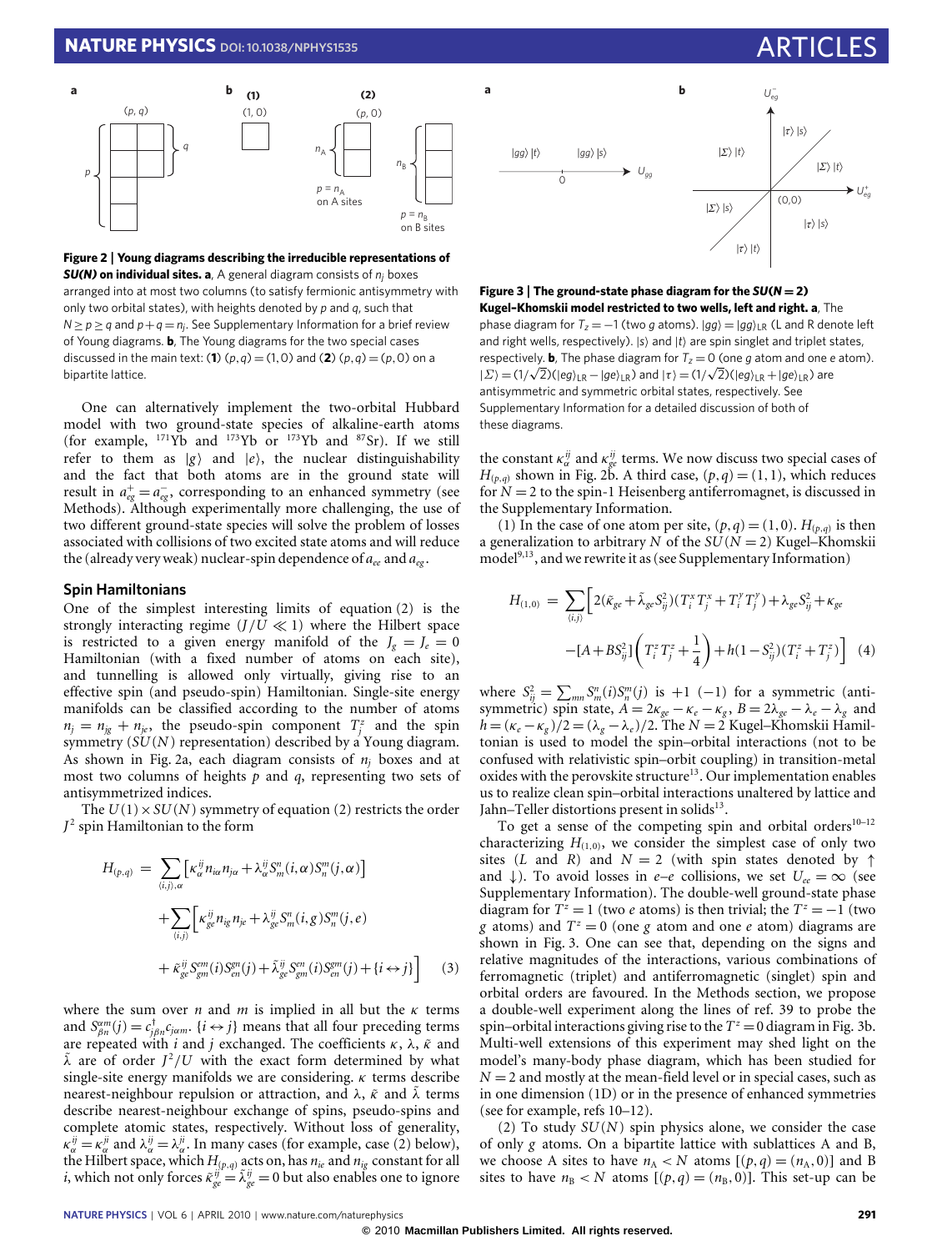**Figure 2 | Young diagrams describing the irreducible representations of *SU(N)* on individual sites. a**, A general diagram consists of $n_j$ boxes arranged into at most two columns (to satisfy fermionic antisymmetry with only two orbital states), with heights denoted by $p$ and $q$, such that $N \geq p \geq q$ and $p + q = n_j$. See Supplementary Information for a brief review of Young diagrams. **b**, The Young diagrams for the two special cases discussed in the main text: (**1**) $(p,q) = (1,0)$ and (**2**) $(p,q) = (p,0)$ on a bipartite lattice.

**Figure 3 | The ground-state phase diagram for the *SU(N = 2)* Kugel–Khomskii model restricted to two wells, left and right. a**, The phase diagram for $T_z = -1$ (two $g$ atoms). $|gg\rangle = |gg\rangle_{\rm LR}$ (L and R denote left and right wells, respectively). $|s\rangle$ and $|t\rangle$ are spin singlet and triplet states, respectively. **b**, The phase diagram for $T_z = 0$ (one $g$ atom and one $e$ atom). $|\Sigma\rangle = (1/\sqrt{2})(|eg\rangle_{\rm LR} - |ge\rangle_{\rm LR})$ and $|\tau\rangle = (1/\sqrt{2})(|eg\rangle_{\rm LR} + |ge\rangle_{\rm LR})$ are antisymmetric and symmetric orbital states, respectively. See Supplementary Information for a detailed discussion of both of these diagrams.

One can alternatively implement the two-orbital Hubbard model with two ground-state species of alkaline-earth atoms (for example, $^{171}$Yb and $^{173}$Yb or $^{173}$Yb and $^{87}$Sr). If we still refer to them as $|g\rangle$ and $|e\rangle$, the nuclear distinguishability and the fact that both atoms are in the ground state will result in $a^+_{eg} = a^-_{eg}$, corresponding to an enhanced symmetry (see Methods). Although experimentally more challenging, the use of two different ground-state species will solve the problem of losses associated with collisions of two excited state atoms and will reduce the (already very weak) nuclear-spin dependence of $a_{ee}$ and $a_{eg}$.

### Spin Hamiltonians

One of the simplest interesting limits of equation (2) is the strongly interacting regime ($J/U \ll 1$) where the Hilbert space is restricted to a given energy manifold of the $J_g = J_e = 0$ Hamiltonian (with a fixed number of atoms on each site), and tunnelling is allowed only virtually, giving rise to an effective spin (and pseudo-spin) Hamiltonian. Single-site energy manifolds can be classified according to the number of atoms $n_j = n_{jg} + n_{je}$, the pseudo-spin component $T^z_j$ and the spin symmetry ($SU(N)$ representation) described by a Young diagram. As shown in Fig. 2a, each diagram consists of $n_j$ boxes and at most two columns of heights $p$ and $q$, representing two sets of antisymmetrized indices.

The $U(1) \times SU(N)$ symmetry of equation (2) restricts the order $J^2$ spin Hamiltonian to the form

$$
\begin{aligned}
H_{(p,q)} = & \sum_{\langle i,j\rangle,\alpha} \left[\kappa^{ij}_\alpha n_{i\alpha} n_{j\alpha} + \lambda^{ij}_\alpha S^n_m(i,\alpha) S^m_n(j,\alpha)\right] \\
& + \sum_{\langle i,j\rangle} \Big[\kappa^{ij}_{ge} n_{ig} n_{je} + \lambda^{ij}_{ge} S^n_m(i,g) S^m_n(j,e) \\
& + \tilde{\kappa}^{ij}_{ge} S^{em}_{gm}(i) S^{gn}_{en}(j) + \tilde{\lambda}^{ij}_{ge} S^{en}_{gm}(i) S^{gm}_{en}(j) + \{i \leftrightarrow j\}\Big] \quad (3)
\end{aligned}
$$

where the sum over $n$ and $m$ is implied in all but the $\kappa$ terms and $S^{\alpha m}_{\beta n}(j) = c^\dagger_{j\beta n} c_{j\alpha m}$. $\{i \leftrightarrow j\}$ means that all four preceding terms are repeated with $i$ and $j$ exchanged. The coefficients $\kappa$, $\lambda$, $\tilde{\kappa}$ and $\tilde{\lambda}$ are of order $J^2/U$ with the exact form determined by what single-site energy manifolds we are considering. $\kappa$ terms describe nearest-neighbour repulsion or attraction, and $\lambda$, $\tilde{\kappa}$ and $\tilde{\lambda}$ terms describe nearest-neighbour exchange of spins, pseudo-spins and orbital states, respectively. Without loss of generality, $\kappa^{ij}_\alpha = \kappa^{ji}_\alpha$ and $\lambda^{ij}_\alpha = \lambda^{ji}_\alpha$. In many cases (for example, case (2) below), the Hilbert space, which $H_{(p,q)}$ acts on, has $n_{ie}$ and $n_{ig}$ constant for all $i$, which not only forces $\tilde{\kappa}^{ij}_{ge} = \tilde{\lambda}^{ij}_{ge} = 0$ but also enables one to ignore the constant $\kappa^{ij}_\alpha$ and $\kappa^{ij}_{ge}$ terms. We now discuss two special cases of $H_{(p,q)}$ shown in Fig. 2b. A third case, $(p,q) = (1,1)$, which reduces for $N = 2$ to the spin-1 Heisenberg antiferromagnet, is discussed in the Supplementary Information.

(1) In the case of one atom per site, $(p,q) = (1,0)$. $H_{(p,q)}$ is then a generalization to arbitrary $N$ of the $SU(N = 2)$ Kugel–Khomskii model[9,13], and we rewrite it as (see Supplementary Information)

$$
\begin{aligned}
H_{(1,0)} = & \sum_{\langle i,j\rangle} \Big[2(\tilde{\kappa}_{ge} + \tilde{\lambda}_{ge} S^2_{ij})(T^x_i T^x_j + T^y_i T^y_j) + \lambda_{ge} S^2_{ij} + \kappa_{ge} \\
& - [A + B S^2_{ij}]\left(T^z_i T^z_j + \frac{1}{4}\right) + h(1 - S^2_{ij})(T^z_i + T^z_j)\Big] \quad (4)
\end{aligned}
$$

where $S^2_{ij} = \sum_{mn} S^n_m(i) S^m_n(j)$ is $+1$ ($-1$) for a symmetric (antisymmetric) spin state, $A = 2\kappa_{ge} - \kappa_e - \kappa_g$, $B = 2\lambda_{ge} - \lambda_e - \lambda_g$ and $h = (\kappa_e - \kappa_g)/2 = (\lambda_g - \lambda_e)/2$. The $N = 2$ Kugel–Khomskii Hamiltonian is used to model the spin–orbital interactions (not to be confused with relativistic spin–orbit coupling) in transition-metal oxides with the perovskite structure[13]. Our implementation enables us to realize clean spin–orbital interactions unaltered by lattice and Jahn–Teller distortions present in solids[13].

To get a sense of the competing spin and orbital orders[10–12] characterizing $H_{(1,0)}$, we consider the simplest case of only two sites ($L$ and $R$) and $N = 2$ (with spin states denoted by $\uparrow$ and $\downarrow$). To avoid losses in $e$–$e$ collisions, we set $U_{ee} = \infty$ (see Supplementary Information). The double-well ground-state phase diagram for $T^z = 1$ (two $e$ atoms) is then trivial; the $T^z = -1$ (two $g$ atoms) and $T^z = 0$ (one $g$ atom and one $e$ atom) diagrams are shown in Fig. 3. One can see that, depending on the signs and relative magnitudes of the interactions, various combinations of ferromagnetic (triplet) and antiferromagnetic (singlet) spin and orbital orders are favoured. In the Methods section, we propose a double-well experiment along the lines of ref. 39 to probe the spin–orbital interactions giving rise to the $T^z = 0$ diagram in Fig. 3b. Multi-well extensions of this experiment may shed light on the model's many-body phase diagram, which has been studied for $N = 2$ and mostly at the mean-field level or in special cases, such as in one dimension (1D) or in the presence of enhanced symmetries (see for example, refs 10–12).

(2) To study $SU(N)$ spin physics alone, we consider the case of only $g$ atoms. On a bipartite lattice with sublattices A and B, we choose A sites to have $n_{\rm A} < N$ atoms [$(p,q) = (n_{\rm A}, 0)$] and B sites to have $n_{\rm B} < N$ atoms [$(p,q) = (n_{\rm B}, 0)$]. This set-up can be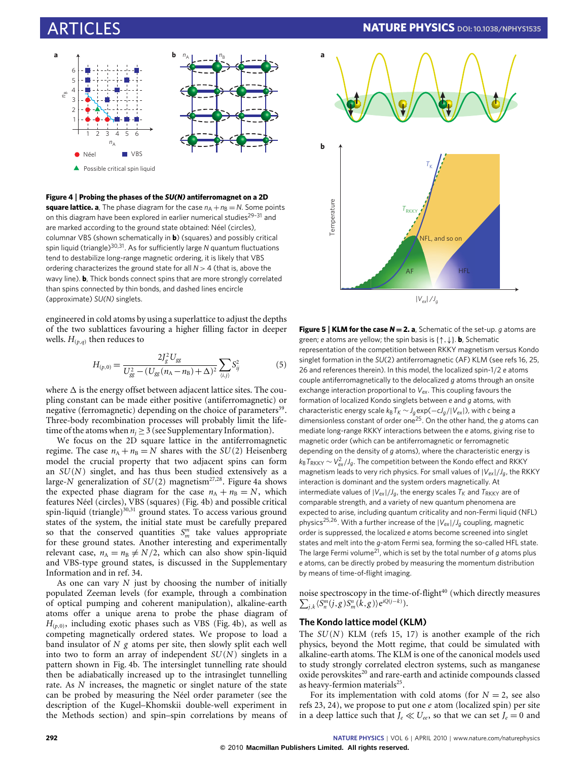**Figure 4 | Probing the phases of the *SU(N)* antiferromagnet on a 2D square lattice. a**, The phase diagram for the case $n_A + n_B = N$. Some points on this diagram have been explored in earlier numerical studies[29–31] and are marked according to the ground state obtained: Néel (circles), columnar VBS (shown schematically in **b**) (squares) and possibly critical spin liquid (triangle)[30,31]. As for sufficiently large $N$ quantum fluctuations tend to destabilize long-range magnetic ordering, it is likely that VBS ordering characterizes the ground state for all $N > 4$ (that is, above the wavy line). **b**, Thick bonds connect spins that are more strongly correlated than spins connected by thin bonds, and dashed lines encircle (approximate) *SU(N)* singlets.

engineered in cold atoms by using a superlattice to adjust the depths of the two sublattices favouring a higher filling factor in deeper wells. $H_{(p,q)}$ then reduces to

$$H_{(p,0)} = \frac{2J_g^2 U_{gg}}{U_{gg}^2 - (U_{gg}(n_A - n_B) + \Delta)^2} \sum_{\langle i,j \rangle} S_{ij}^2 \qquad (5)$$

where $\Delta$ is the energy offset between adjacent lattice sites. The coupling constant can be made either positive (antiferromagnetic) or negative (ferromagnetic) depending on the choice of parameters[39]. Three-body recombination processes will probably limit the lifetime of the atoms when $n_j \geq 3$ (see Supplementary Information).

We focus on the 2D square lattice in the antiferromagnetic regime. The case $n_A + n_B = N$ shares with the $SU(2)$ Heisenberg model the crucial property that two adjacent spins can form an $SU(N)$ singlet, and has thus been studied extensively as a large-$N$ generalization of $SU(2)$ magnetism[27,28]. Figure 4a shows the expected phase diagram for the case $n_A + n_B = N$, which features Néel (circles), VBS (squares) (Fig. 4b) and possible critical spin-liquid (triangle)[30,31] ground states. To access various ground states of the system, the initial state must be carefully prepared so that the conserved quantities $S_m^m$ take values appropriate for these ground states. Another interesting and experimentally relevant case, $n_A = n_B \neq N/2$, which can also show spin-liquid and VBS-type ground states, is discussed in the Supplementary Information and in ref. 34.

As one can vary $N$ just by choosing the number of initially populated Zeeman levels (for example, through a combination of optical pumping and coherent manipulation), alkaline-earth atoms offer a unique arena to probe the phase diagram of $H_{(p,0)}$, including exotic phases such as VBS (Fig. 4b), as well as competing magnetically ordered states. We propose to load a band insulator of $N$ $g$ atoms per site, then slowly split each well into two to form an array of independent $SU(N)$ singlets in a pattern shown in Fig. 4b. The intersinglet tunnelling rate should then be adiabatically increased up to the intrasinglet tunnelling rate. As $N$ increases, the magnetic or singlet nature of the state can be probed by measuring the Néel order parameter (see the description of the Kugel–Khomskii double-well experiment in the Methods section) and spin–spin correlations by means of noise spectroscopy in the time-of-flight[40] (which directly measures $\sum_{j,k} \langle S_n^m(j,g) S_m^n(k,g) \rangle e^{iQ(j-k)}$).

**Figure 5 | KLM for the case *N* = 2. a**, Schematic of the set-up. $g$ atoms are green; $e$ atoms are yellow; the spin basis is $\{\uparrow, \downarrow\}$. **b**, Schematic representation of the competition between RKKY magnetism versus Kondo singlet formation in the $SU(2)$ antiferromagnetic (AF) KLM (see refs 16, 25, 26 and references therein). In this model, the localized spin-1/2 $e$ atoms couple antiferromagnetically to the delocalized $g$ atoms through an onsite exchange interaction proportional to $V_{ex}$. This coupling favours the formation of localized Kondo singlets between $e$ and $g$ atoms, with characteristic energy scale $k_B T_K \sim J_g \exp(-cJ_g/|V_{ex}|)$, with $c$ being a dimensionless constant of order one[25]. On the other hand, the $g$ atoms can mediate long-range RKKY interactions between the $e$ atoms, giving rise to magnetic order (which can be antiferromagnetic or ferromagnetic depending on the density of $g$ atoms), where the characteristic energy is $k_B T_{RKKY} \sim V_{ex}^2/J_g$. The competition between the Kondo effect and RKKY magnetism leads to very rich physics. For small values of $|V_{ex}|/J_g$, the RKKY interaction is dominant and the system orders magnetically. At intermediate values of $|V_{ex}|/J_g$, the energy scales $T_K$ and $T_{RKKY}$ are of comparable strength, and a variety of new quantum phenomena are expected to arise, including quantum criticality and non-Fermi liquid (NFL) physics[25,26]. With a further increase of the $|V_{ex}|/J_g$ coupling, magnetic order is suppressed, the localized $e$ atoms become screened into singlet states and melt into the $g$-atom Fermi sea, forming the so-called HFL state. The large Fermi volume[21], which is set by the total number of $g$ atoms plus $e$ atoms, can be directly probed by measuring the momentum distribution by means of time-of-flight imaging.

## The Kondo lattice model (KLM)

The $SU(N)$ KLM (refs 15, 17) is another example of the rich physics, beyond the Mott regime, that could be simulated with alkaline-earth atoms. The KLM is one of the canonical models used to study strongly correlated electron systems, such as manganese oxide perovskites[20] and rare-earth and actinide compounds classed as heavy-fermion materials[25].

For its implementation with cold atoms (for $N = 2$, see also refs 23, 24), we propose to put one $e$ atom (localized spin) per site in a deep lattice such that $J_e \ll U_{ee}$, so that we can set $J_e = 0$ and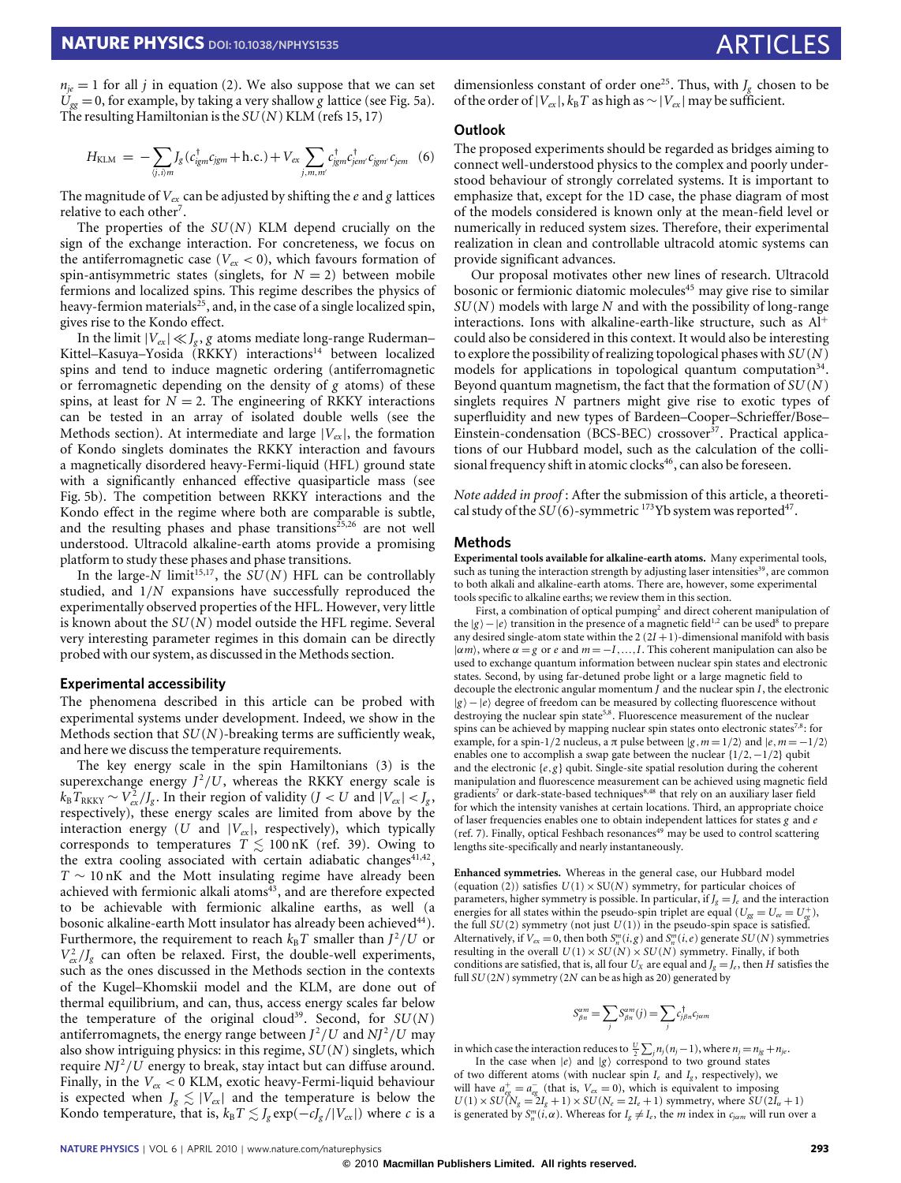$n_{je} = 1$ for all $j$ in equation (2). We also suppose that we can set $U_{gg} = 0$, for example, by taking a very shallow $g$ lattice (see Fig. 5a). The resulting Hamiltonian is the $SU(N)$ KLM (refs 15, 17)

$$H_{\mathrm{KLM}} = -\sum_{\langle j,i\rangle m} J_g (c^\dagger_{igm} c_{jgm} + \mathrm{h.c.}) + V_{ex} \sum_{j,m,m'} c^\dagger_{jgm} c^\dagger_{jem'} c_{jgm'} c_{jem} \quad (6)$$

The magnitude of $V_{ex}$ can be adjusted by shifting the $e$ and $g$ lattices relative to each other[7].

The properties of the $SU(N)$ KLM depend crucially on the sign of the exchange interaction. For concreteness, we focus on the antiferromagnetic case ($V_{ex} < 0$), which favours formation of spin-antisymmetric states (singlets, for $N = 2$) between mobile fermions and localized spins. This regime describes the physics of heavy-fermion materials[25], and, in the case of a single localized spin, gives rise to the Kondo effect.

In the limit $|V_{ex}| \ll J_g$, $g$ atoms mediate long-range Ruderman–Kittel–Kasuya–Yosida (RKKY) interactions[14] between localized spins and tend to induce magnetic ordering (antiferromagnetic or ferromagnetic depending on the density of $g$ atoms) of these spins, at least for $N = 2$. The engineering of RKKY interactions can be tested in an array of isolated double wells (see the Methods section). At intermediate and large $|V_{ex}|$, the formation of Kondo singlets dominates the RKKY interaction and favours a magnetically disordered heavy-Fermi-liquid (HFL) ground state with a significantly enhanced effective quasiparticle mass (see Fig. 5b). The competition between RKKY interactions and the Kondo effect in the regime where both are comparable is subtle, and the resulting phases and phase transitions[25,26] are not well understood. Ultracold alkaline-earth atoms provide a promising platform to study these phases and phase transitions.

In the large-$N$ limit[15,17], the $SU(N)$ HFL can be controllably studied, and $1/N$ expansions have successfully reproduced the experimentally observed properties of the HFL. However, very little is known about the $SU(N)$ model outside the HFL regime. Several very interesting parameter regimes in this domain can be directly probed with our system, as discussed in the Methods section.

### Experimental accessibility

The phenomena described in this article can be probed with experimental systems under development. Indeed, we show in the Methods section that $SU(N)$-breaking terms are sufficiently weak, and here we discuss the temperature requirements.

The key energy scale in the spin Hamiltonians (3) is the superexchange energy $J^2/U$, whereas the RKKY energy scale is $k_B T_{\mathrm{RKKY}} \sim V_{ex}^2/J_g$. In their region of validity ($J < U$ and $|V_{ex}| < J_g$, respectively), these energy scales are limited from above by the interaction energy ($U$ and $|V_{ex}|$, respectively), which typically corresponds to temperatures $T \lesssim 100$ nK (ref. 39). Owing to the extra cooling associated with certain adiabatic changes[41,42], $T \sim 10$ nK and the Mott insulating regime have already been achieved with fermionic alkali atoms[43], and are therefore expected to be achievable with fermionic alkaline earths, as well (a bosonic alkaline-earth Mott insulator has already been achieved[44]). Furthermore, the requirement to reach $k_B T$ smaller than $J^2/U$ or $V_{ex}^2/J_g$ can often be relaxed. First, the double-well experiments, such as the ones discussed in the Methods section in the contexts of the Kugel–Khomskii model and the KLM, are done out of thermal equilibrium, and can, thus, access energy scales far below the temperature of the original cloud[39]. Second, for $SU(N)$ antiferromagnets, the energy range between $J^2/U$ and $NJ^2/U$ may also show intriguing physics: in this regime, $SU(N)$ singlets, which require $NJ^2/U$ energy to break, stay intact but can diffuse around. Finally, in the $V_{ex} < 0$ KLM, exotic heavy-Fermi-liquid behaviour is expected when $J_g \lesssim |V_{ex}|$ and the temperature is below the Kondo temperature, that is, $k_B T \lesssim J_g \exp(-cJ_g/|V_{ex}|)$ where $c$ is a dimensionless constant of order one[25]. Thus, with $J_g$ chosen to be of the order of $|V_{ex}|$, $k_B T$ as high as $\sim |V_{ex}|$ may be sufficient.

### Outlook

The proposed experiments should be regarded as bridges aiming to connect well-understood physics to the complex and poorly understood behaviour of strongly correlated systems. It is important to emphasize that, except for the 1D case, the phase diagram of most of the models considered is known only at the mean-field level or numerically in reduced system sizes. Therefore, their experimental realization in clean and controllable ultracold atomic systems can provide significant advances.

Our proposal motivates other new lines of research. Ultracold bosonic or fermionic diatomic molecules[45] may give rise to similar $SU(N)$ models with large $N$ and with the possibility of long-range interactions. Ions with alkaline-earth-like structure, such as $Al^+$ could also be considered in this context. It would also be interesting to explore the possibility of realizing topological phases with $SU(N)$ models for applications in topological quantum computation[34]. Beyond quantum magnetism, the fact that the formation of $SU(N)$ singlets requires $N$ partners might give rise to exotic types of superfluidity and new types of Bardeen–Cooper–Schrieffer/Bose–Einstein-condensation (BCS-BEC) crossover[37]. Practical applications of our Hubbard model, such as the calculation of the collisional frequency shift in atomic clocks[46], can also be foreseen.

*Note added in proof*: After the submission of this article, a theoretical study of the $SU(6)$-symmetric $^{173}$Yb system was reported[47].

### Methods

**Experimental tools available for alkaline-earth atoms.** Many experimental tools, such as tuning the interaction strength by adjusting laser intensities[39], are common to both alkali and alkaline-earth atoms. There are, however, some experimental tools specific to alkaline earths; we review them in this section.

First, a combination of optical pumping[2] and direct coherent manipulation of the $|g\rangle - |e\rangle$ transition in the presence of a magnetic field[1,2] can be used[8] to prepare any desired single-atom state within the $2(2I+1)$-dimensional manifold with basis $|\alpha m\rangle$, where $\alpha = g$ or $e$ and $m = -I, \ldots, I$. This coherent manipulation can also be used to exchange quantum information between nuclear spin states and electronic states. Second, by using far-detuned probe light or a large magnetic field to decouple the electronic angular momentum $J$ and the nuclear spin $I$, the electronic $|g\rangle - |e\rangle$ degree of freedom can be measured by collecting fluorescence without destroying the nuclear spin state[5,8]. Fluorescence measurement of the nuclear spins can be achieved by mapping nuclear spin states onto electronic states[7,8]: for example, for a spin-1/2 nucleus, a $\pi$ pulse between $|g, m = 1/2\rangle$ and $|e, m = -1/2\rangle$ enables one to accomplish a swap gate between the nuclear $\{1/2, -1/2\}$ qubit and the electronic $\{e, g\}$ qubit. Single-site spatial resolution during the coherent manipulation and fluorescence measurement can be achieved using magnetic field gradients[7] or dark-state-based techniques[8,48] that rely on an auxiliary laser field for which the intensity vanishes at certain locations. Third, an appropriate choice of laser frequencies enables one to obtain independent lattices for states $g$ and $e$ (ref. 7). Finally, optical Feshbach resonances[49] may be used to control scattering lengths site-specifically and nearly instantaneously.

**Enhanced symmetries.** Whereas in the general case, our Hubbard model (equation (2)) satisfies $U(1) \times \mathrm{SU}(N)$ symmetry, for particular choices of parameters, higher symmetry is possible. In particular, if $J_g = J_e$ and the interaction energies for all states within the pseudo-spin triplet are equal ($U_{gg} = U_{ee} = U^+_{eg}$), the full $SU(2)$ symmetry (not just $U(1)$) in the pseudo-spin space is satisfied. Alternatively, if $V_{ex} = 0$, then both $S^m_n(i,g)$ and $S^m_n(i,e)$ generate $SU(N)$ symmetries resulting in the overall $U(1) \times SU(N) \times SU(N)$ symmetry. Finally, if both conditions are satisfied, that is, all four $U_X$ are equal and $J_g = J_e$, then $H$ satisfies the full $SU(2N)$ symmetry ($2N$ can be as high as 20) generated by

$$S^{\alpha m}_{\beta n} = \sum_j S^{\alpha m}_{\beta n}(j) = \sum_j c^\dagger_{j\beta n} c_{j\alpha m}$$

in which case the interaction reduces to $\frac{U}{2}\sum_j n_j(n_j - 1)$, where $n_j = n_{jg} + n_{je}$.

In the case when $|e\rangle$ and $|g\rangle$ correspond to two ground states of two different atoms (with nuclear spin $I_e$ and $I_g$, respectively), we will have $a^+_{eg} = a^-_{eg}$ (that is, $V_{ex} = 0$), which is equivalent to imposing $U(1) \times SU(N_g = 2I_g + 1) \times SU(N_e = 2I_e + 1)$ symmetry, where $SU(2I_e + 1)$ is generated by $S^m_n(i, \alpha)$. Whereas for $I_g \neq I_e$, the $m$ index in $c_{j\alpha m}$ will run over a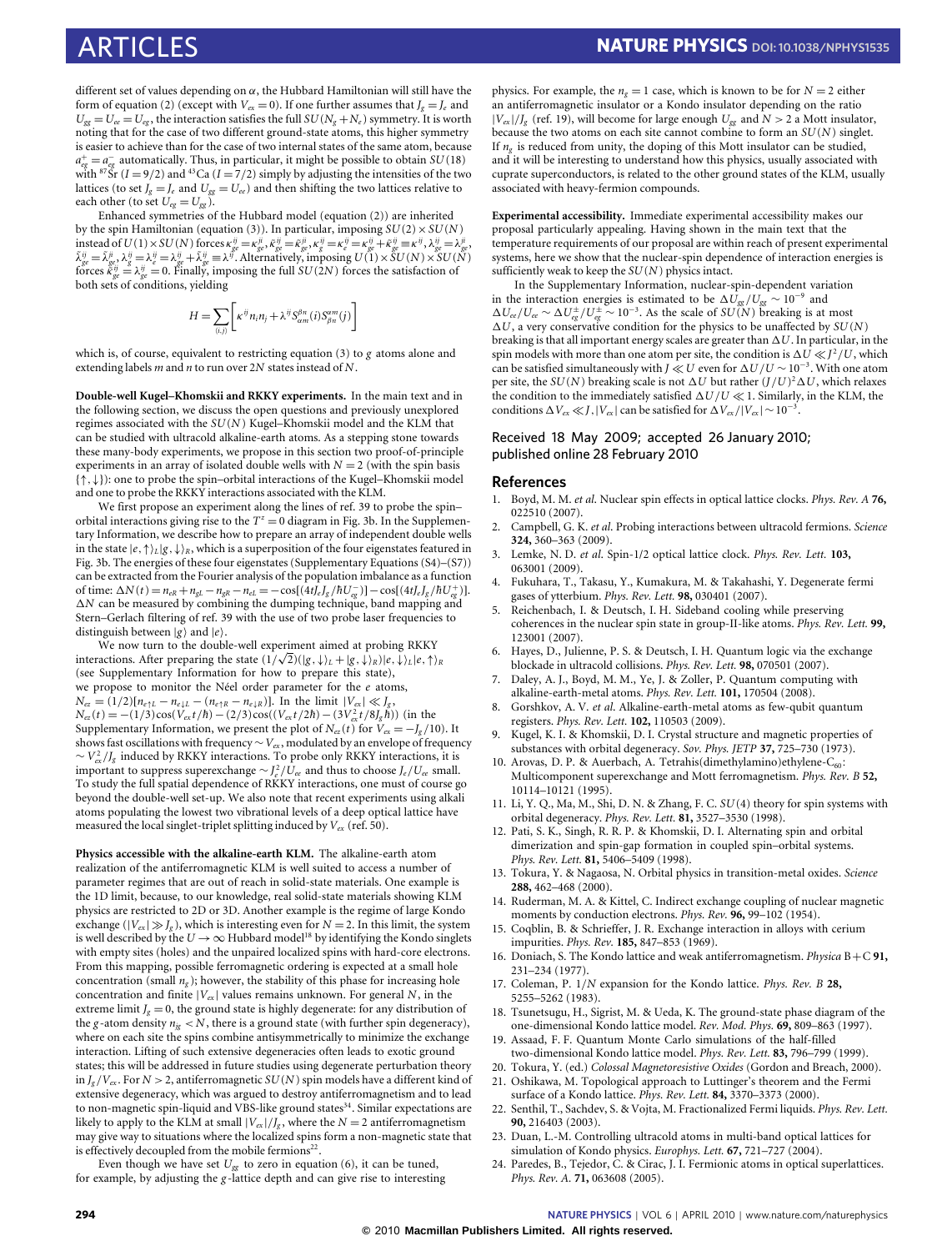different set of values depending on $\alpha$, the Hubbard Hamiltonian will still have the form of equation (2) (except with $V_{ex} = 0$). If one further assumes that $J_g = J_e$ and $U_{gg} = U_{ee} = U_{eg}$, the interaction satisfies the full $SU(N_g + N_e)$ symmetry. It is worth noting that for the case of two different ground-state atoms, this higher symmetry is easier to achieve than for the case of two internal states of the same atom, because $a^+_{eg} = a^-_{eg}$ automatically. Thus, in particular, it might be possible to obtain $SU(18)$ with $^{87}$Sr ($I = 9/2$) and $^{43}$Ca ($I = 7/2$) simply by adjusting the intensities of the two lattices (to set $J_g = J_e$ and $U_{gg} = U_{ee}$) and then shifting the two lattices relative to each other (to set $U_{eg} = U_{gg}$).

Enhanced symmetries of the Hubbard model (equation (2)) are inherited by the spin Hamiltonian (equation (3)). In particular, imposing $SU(2) \times SU(N)$ instead of $U(1) \times SU(N)$ forces $\kappa^{ij}_{ge} = \kappa^{ji}_{ge}, \tilde{\kappa}^{ij}_{ge} = \tilde{\kappa}^{ji}_{ge}, \kappa^{ij}_g = \kappa^{ij}_e = \kappa^{ij}_{ge} + \tilde{\kappa}^{ij}_{ge} \equiv \kappa^{ij}, \lambda^{ij}_{ge} = \lambda^{ji}_{ge}, \tilde{\lambda}^{ij}_{ge} = \tilde{\lambda}^{ji}_{ge}, \lambda^{ij}_g = \lambda^{ij}_e = \lambda^{ij}_{ge} + \tilde{\lambda}^{ij}_{ge} \equiv \lambda^{ij}$. Alternatively, imposing $U(1) \times SU(N) \times SU(N)$ forces $\tilde{\kappa}^{ij}_{ge} = \lambda^{ij}_{ge} = 0$. Finally, imposing the full $SU(2N)$ forces the satisfaction of both sets of conditions, yielding

$$H = \sum_{\langle i,j \rangle} \left[ \kappa^{ij} n_i n_j + \lambda^{ij} S^{\beta n}_{\alpha m}(i) S^{\alpha m}_{\beta n}(j) \right]$$

which is, of course, equivalent to restricting equation (3) to $g$ atoms alone and extending labels $m$ and $n$ to run over $2N$ states instead of $N$.

**Double-well Kugel–Khomskii and RKKY experiments.** In the main text and in the following section, we discuss the open questions and previously unexplored regimes associated with the $SU(N)$ Kugel–Khomskii model and the KLM that can be studied with ultracold alkaline-earth atoms. As a stepping stone towards these many-body experiments, we propose in this section two proof-of-principle experiments in an array of isolated double wells with $N = 2$ (with the spin basis $\{\uparrow, \downarrow\}$): one to probe the spin–orbital interactions of the Kugel–Khomskii model and one to probe the RKKY interactions associated with the KLM.

We first propose an experiment along the lines of ref. 39 to probe the spin–orbital interactions giving rise to the $T^z = 0$ diagram in Fig. 3b. In the Supplementary Information, we describe how to prepare an array of independent double wells in the state $|e, \uparrow\rangle_L |g, \downarrow\rangle_R$, which is a superposition of the four eigenstates featured in Fig. 3b. The energies of these four eigenstates (Supplementary Equations (S4)–(S7)) can be extracted from the Fourier analysis of the population imbalance as a function of time: $\Delta N(t) = n_{eR} + n_{gL} - n_{gR} - n_{eL} = -\cos[(4tJ_eJ_g/\hbar U^-_{eg})] - \cos[(4tJ_eJ_g/\hbar U^+_{eg})]$. $\Delta N$ can be measured by combining the dumping technique, band mapping and Stern–Gerlach filtering of ref. 39 with the use of two probe laser frequencies to distinguish between $|g\rangle$ and $|e\rangle$.

We now turn to the double-well experiment aimed at probing RKKY interactions. After preparing the state $(1/\sqrt{2})(|g, \downarrow\rangle_L + |g, \downarrow\rangle_R)|e, \downarrow\rangle_L|e, \uparrow\rangle_R$ (see Supplementary Information for how to prepare this state), we propose to monitor the Néel order parameter for the $e$ atoms, $N_{ez} = (1/2)[n_{e\uparrow L} - n_{e\downarrow L} - (n_{e\uparrow R} - n_{e\downarrow R})]$. In the limit $|V_{ex}| \ll J_g$, $N_{ez}(t) = -(1/3)\cos(V_{ex}t/\hbar) - (2/3)\cos((V_{ex}t/2\hbar) - (3V^2_{ex}t/8J_g\hbar))$ (in the Supplementary Information, we present the plot of $N_{ez}(t)$ for $V_{ex} = -J_g/10$). It shows fast oscillations with frequency $\sim V_{ex}$, modulated by an envelope of frequency $\sim V^2_{ex}/J_g$ induced by RKKY interactions. To probe only RKKY interactions, it is important to suppress superexchange $\sim J^2_e/U_{ee}$ and thus to choose $J_e/U_{ee}$ small. To study the full spatial dependence of RKKY interactions, one must of course go beyond the double-well set-up. We also note that recent experiments using alkali atoms populating the lowest two vibrational levels of a deep optical lattice have measured the local singlet-triplet splitting induced by $V_{ex}$ (ref. 50).

**Physics accessible with the alkaline-earth KLM.** The alkaline-earth atom realization of the antiferromagnetic KLM is well suited to access a number of parameter regimes that are out of reach in solid-state materials. One example is the 1D limit, because, to our knowledge, real solid-state materials showing KLM physics are restricted to 2D or 3D. Another example is the regime of large Kondo exchange ($|V_{ex}| \gg J_g$), which is interesting even for $N = 2$. In this limit, the system is well described by the $U \to \infty$ Hubbard model[18] by identifying the Kondo singlets with empty sites (holes) and the unpaired localized spins with hard-core electrons. From this mapping, possible ferromagnetic ordering is expected at a small hole concentration (small $n_g$); however, the stability of this phase for increasing hole concentration and finite $|V_{ex}|$ values remains unknown. For general $N$, in the extreme limit $J_g = 0$, the ground state is highly degenerate: for any distribution of the $g$-atom density $n_{ig} < N$, there is a ground state (with further spin degeneracy), where on each site the spins combine antisymmetrically to minimize the exchange interaction. Lifting of such extensive degeneracies often leads to exotic ground states; this will be addressed in future studies using degenerate perturbation theory in $J_g/V_{ex}$. For $N > 2$, antiferromagnetic $SU(N)$ spin models have a different kind of extensive degeneracy, which was argued to destroy antiferromagnetism and to lead to non-magnetic spin-liquid and VBS-like ground states[34]. Similar expectations are likely to apply to the KLM at small $|V_{ex}|/J_g$, where the $N = 2$ antiferromagnetism may give way to situations where the localized spins form a non-magnetic state that is effectively decoupled from the mobile fermions[22].

Even though we have set $U_{gg}$ to zero in equation (6), it can be tuned, for example, by adjusting the $g$-lattice depth and can give rise to interesting physics. For example, the $n_g = 1$ case, which is known to be for $N = 2$ either an antiferromagnetic insulator or a Kondo insulator depending on the ratio $|V_{ex}|/J_g$ (ref. 19), will become for large enough $U_{gg}$ and $N > 2$ a Mott insulator, because the two atoms on each site cannot combine to form an $SU(N)$ singlet. If $n_g$ is reduced from unity, the doping of this Mott insulator can be studied, and it will be interesting to understand how this physics, usually associated with cuprate superconductors, is related to the other ground states of the KLM, usually associated with heavy-fermion compounds.

**Experimental accessibility.** Immediate experimental accessibility makes our proposal particularly appealing. Having shown in the main text that the temperature requirements of our proposal are within reach of present experimental systems, here we show that the nuclear-spin dependence of interaction energies is sufficiently weak to keep the $SU(N)$ physics intact.

In the Supplementary Information, nuclear-spin-dependent variation in the interaction energies is estimated to be $\Delta U_{gg}/U_{gg} \sim 10^{-9}$ and $\Delta U_{ee}/U_{ee} \sim \Delta U^{\pm}_{eg}/U^{\pm}_{eg} \sim 10^{-3}$. As the scale of $SU(N)$ breaking is at most $\Delta U$, a very conservative condition for the physics to be unaffected by $SU(N)$ breaking is that all important energy scales are greater than $\Delta U$. In particular, in the spin models with more than one atom per site, the condition is $\Delta U \ll J^2/U$, which can be satisfied simultaneously with $J \ll U$ even for $\Delta U/U \sim 10^{-3}$. With one atom per site, the $SU(N)$ breaking scale is not $\Delta U$ but rather $(J/U)^2\Delta U$, which relaxes the condition to the immediately satisfied $\Delta U/U \ll 1$. Similarly, in the KLM, the conditions $\Delta V_{ex} \ll J, |V_{ex}|$ can be satisfied for $\Delta V_{ex}/|V_{ex}| \sim 10^{-3}$.

Received 18 May 2009; accepted 26 January 2010; published online 28 February 2010

## References

1. Boyd, M. M. *et al*. Nuclear spin effects in optical lattice clocks. *Phys. Rev. A* **76,** 022510 (2007).
2. Campbell, G. K. *et al*. Probing interactions between ultracold fermions. *Science* **324,** 360–363 (2009).
3. Lemke, N. D. *et al*. Spin-1/2 optical lattice clock. *Phys. Rev. Lett.* **103,** 063001 (2009).
4. Fukuhara, T., Takasu, Y., Kumakura, M. & Takahashi, Y. Degenerate fermi gases of ytterbium. *Phys. Rev. Lett.* **98,** 030401 (2007).
5. Reichenbach, I. & Deutsch, I. H. Sideband cooling while preserving coherences in the nuclear spin state in group-II-like atoms. *Phys. Rev. Lett.* **99,** 123001 (2007).
6. Hayes, D., Julienne, P. S. & Deutsch, I. H. Quantum logic via the exchange blockade in ultracold collisions. *Phys. Rev. Lett.* **98,** 070501 (2007).
7. Daley, A. J., Boyd, M. M., Ye, J. & Zoller, P. Quantum computing with alkaline-earth-metal atoms. *Phys. Rev. Lett.* **101,** 170504 (2008).
8. Gorshkov, A. V. *et al*. Alkaline-earth-metal atoms as few-qubit quantum registers. *Phys. Rev. Lett.* **102,** 110503 (2009).
9. Kugel, K. I. & Khomskii, D. I. Crystal structure and magnetic properties of substances with orbital degeneracy. *Sov. Phys. JETP* **37,** 725–730 (1973).
10. Arovas, D. P. & Auerbach, A. Tetrahis(dimethylamino)ethylene-$C_{60}$: Multicomponent superexchange and Mott ferromagnetism. *Phys. Rev. B* **52,** 10114–10121 (1995).
11. Li, Y. Q., Ma, M., Shi, D. N. & Zhang, F. C. $SU(4)$ theory for spin systems with orbital degeneracy. *Phys. Rev. Lett.* **81,** 3527–3530 (1998).
12. Pati, S. K., Singh, R. R. P. & Khomskii, D. I. Alternating spin and orbital dimerization and spin-gap formation in coupled spin–orbital systems. *Phys. Rev. Lett.* **81,** 5406–5409 (1998).
13. Tokura, Y. & Nagaosa, N. Orbital physics in transition-metal oxides. *Science* **288,** 462–468 (2000).
14. Ruderman, M. A. & Kittel, C. Indirect exchange coupling of nuclear magnetic moments by conduction electrons. *Phys. Rev.* **96,** 99–102 (1954).
15. Coqblin, B. & Schrieffer, J. R. Exchange interaction in alloys with cerium impurities. *Phys. Rev.* **185,** 847–853 (1969).
16. Doniach, S. The Kondo lattice and weak antiferromagnetism. *Physica* B+C **91,** 231–234 (1977).
17. Coleman, P. 1/*N* expansion for the Kondo lattice. *Phys. Rev. B* **28,** 5255–5262 (1983).
18. Tsunetsugu, H., Sigrist, M. & Ueda, K. The ground-state phase diagram of the one-dimensional Kondo lattice model. *Rev. Mod. Phys.* **69,** 809–863 (1997).
19. Assaad, F. F. Quantum Monte Carlo simulations of the half-filled two-dimensional Kondo lattice model. *Phys. Rev. Lett.* **83,** 796–799 (1999).
20. Tokura, Y. (ed.) *Colossal Magnetoresistive Oxides* (Gordon and Breach, 2000).
21. Oshikawa, M. Topological approach to Luttinger's theorem and the Fermi surface of a Kondo lattice. *Phys. Rev. Lett.* **84,** 3370–3373 (2000).
22. Senthil, T., Sachdev, S. & Vojta, M. Fractionalized Fermi liquids. *Phys. Rev. Lett.* **90,** 216403 (2003).
23. Duan, L.-M. Controlling ultracold atoms in multi-band optical lattices for simulation of Kondo physics. *Europhys. Lett.* **67,** 721–727 (2004).
24. Paredes, B., Tejedor, C. & Cirac, J. I. Fermionic atoms in optical superlattices. *Phys. Rev. A.* **71,** 063608 (2005).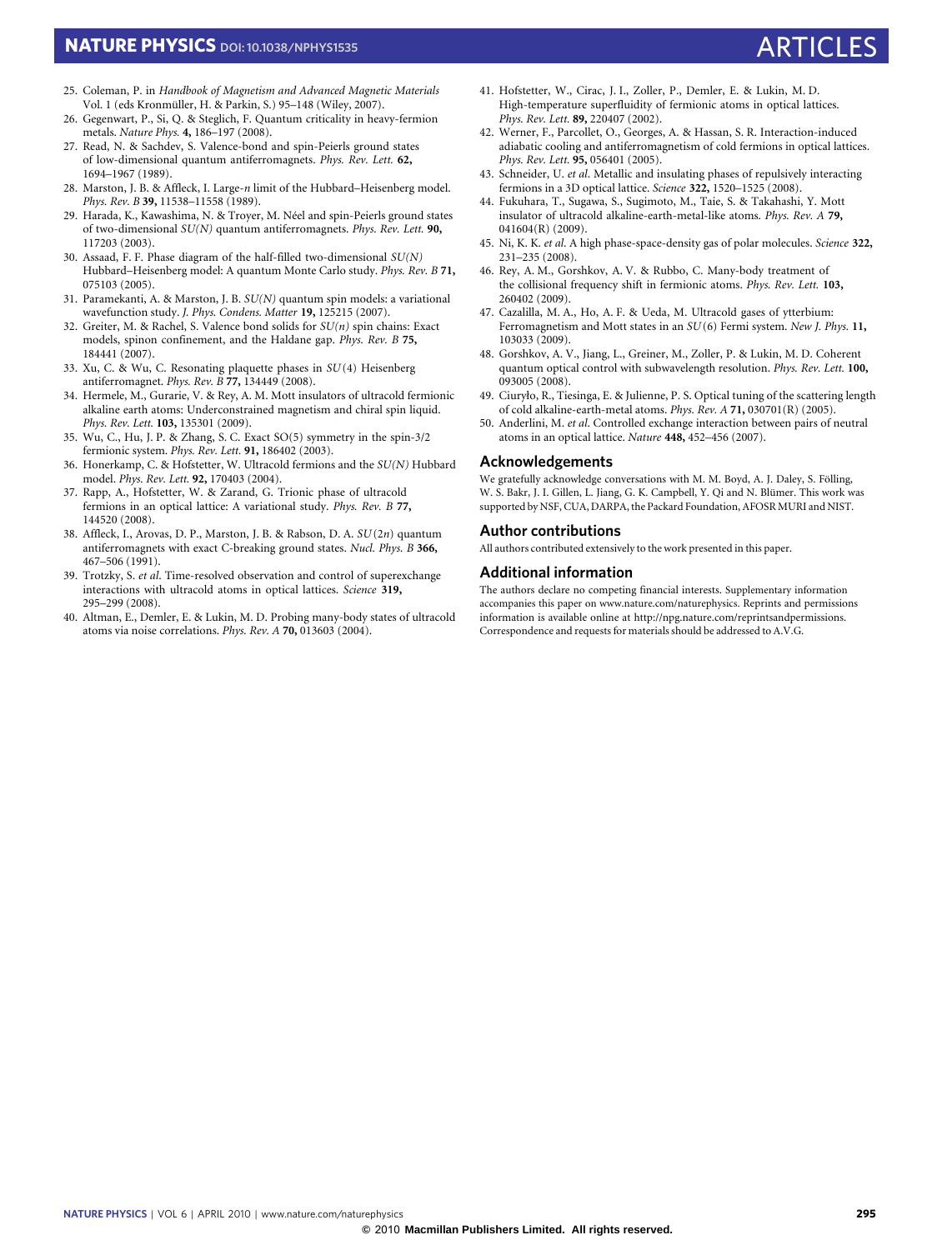25. Coleman, P. in *Handbook of Magnetism and Advanced Magnetic Materials* Vol. 1 (eds Kronmüller, H. & Parkin, S.) 95–148 (Wiley, 2007).
26. Gegenwart, P., Si, Q. & Steglich, F. Quantum criticality in heavy-fermion metals. *Nature Phys.* **4,** 186–197 (2008).
27. Read, N. & Sachdev, S. Valence-bond and spin-Peierls ground states of low-dimensional quantum antiferromagnets. *Phys. Rev. Lett.* **62,** 1694–1967 (1989).
28. Marston, J. B. & Affleck, I. Large-*n* limit of the Hubbard–Heisenberg model. *Phys. Rev. B* **39,** 11538–11558 (1989).
29. Harada, K., Kawashima, N. & Troyer, M. Néel and spin-Peierls ground states of two-dimensional *SU(N)* quantum antiferromagnets. *Phys. Rev. Lett.* **90,** 117203 (2003).
30. Assaad, F. F. Phase diagram of the half-filled two-dimensional *SU(N)* Hubbard–Heisenberg model: A quantum Monte Carlo study. *Phys. Rev. B* **71,** 075103 (2005).
31. Paramekanti, A. & Marston, J. B. *SU(N)* quantum spin models: a variational wavefunction study. *J. Phys. Condens. Matter* **19,** 125215 (2007).
32. Greiter, M. & Rachel, S. Valence bond solids for *SU(n)* spin chains: Exact models, spinon confinement, and the Haldane gap. *Phys. Rev. B* **75,** 184441 (2007).
33. Xu, C. & Wu, C. Resonating plaquette phases in *SU*(4) Heisenberg antiferromagnet. *Phys. Rev. B* **77,** 134449 (2008).
34. Hermele, M., Gurarie, V. & Rey, A. M. Mott insulators of ultracold fermionic alkaline earth atoms: Underconstrained magnetism and chiral spin liquid. *Phys. Rev. Lett.* **103,** 135301 (2009).
35. Wu, C., Hu, J. P. & Zhang, S. C. Exact SO(5) symmetry in the spin-3/2 fermionic system. *Phys. Rev. Lett.* **91,** 186402 (2003).
36. Honerkamp, C. & Hofstetter, W. Ultracold fermions and the *SU(N)* Hubbard model. *Phys. Rev. Lett.* **92,** 170403 (2004).
37. Rapp, A., Hofstetter, W. & Zarand, G. Trionic phase of ultracold fermions in an optical lattice: A variational study. *Phys. Rev. B* **77,** 144520 (2008).
38. Affleck, I., Arovas, D. P., Marston, J. B. & Rabson, D. A. *SU*(2*n*) quantum antiferromagnets with exact C-breaking ground states. *Nucl. Phys. B* **366,** 467–506 (1991).
39. Trotzky, S. *et al.* Time-resolved observation and control of superexchange interactions with ultracold atoms in optical lattices. *Science* **319,** 295–299 (2008).
40. Altman, E., Demler, E. & Lukin, M. D. Probing many-body states of ultracold atoms via noise correlations. *Phys. Rev. A* **70,** 013603 (2004).
41. Hofstetter, W., Cirac, J. I., Zoller, P., Demler, E. & Lukin, M. D. High-temperature superfluidity of fermionic atoms in optical lattices. *Phys. Rev. Lett.* **89,** 220407 (2002).
42. Werner, F., Parcollet, O., Georges, A. & Hassan, S. R. Interaction-induced adiabatic cooling and antiferromagnetism of cold fermions in optical lattices. *Phys. Rev. Lett.* **95,** 056401 (2005).
43. Schneider, U. *et al.* Metallic and insulating phases of repulsively interacting fermions in a 3D optical lattice. *Science* **322,** 1520–1525 (2008).
44. Fukuhara, T., Sugawa, S., Sugimoto, M., Taie, S. & Takahashi, Y. Mott insulator of ultracold alkaline-earth-metal-like atoms. *Phys. Rev. A* **79,** 041604(R) (2009).
45. Ni, K. K. *et al.* A high phase-space-density gas of polar molecules. *Science* **322,** 231–235 (2008).
46. Rey, A. M., Gorshkov, A. V. & Rubbo, C. Many-body treatment of the collisional frequency shift in fermionic atoms. *Phys. Rev. Lett.* **103,** 260402 (2009).
47. Cazalilla, M. A., Ho, A. F. & Ueda, M. Ultracold gases of ytterbium: Ferromagnetism and Mott states in an *SU*(6) Fermi system. *New J. Phys.* **11,** 103033 (2009).
48. Gorshkov, A. V., Jiang, L., Greiner, M., Zoller, P. & Lukin, M. D. Coherent quantum optical control with subwavelength resolution. *Phys. Rev. Lett.* **100,** 093005 (2008).
49. Ciuryło, R., Tiesinga, E. & Julienne, P. S. Optical tuning of the scattering length of cold alkaline-earth-metal atoms. *Phys. Rev. A* **71,** 030701(R) (2005).
50. Anderlini, M. *et al.* Controlled exchange interaction between pairs of neutral atoms in an optical lattice. *Nature* **448,** 452–456 (2007).

## Acknowledgements

We gratefully acknowledge conversations with M. M. Boyd, A. J. Daley, S. Fölling, W. S. Bakr, J. I. Gillen, L. Jiang, G. K. Campbell, Y. Qi and N. Blümer. This work was supported by NSF, CUA, DARPA, the Packard Foundation, AFOSR MURI and NIST.

## Author contributions

All authors contributed extensively to the work presented in this paper.

## Additional information

The authors declare no competing financial interests. Supplementary information accompanies this paper on www.nature.com/naturephysics. Reprints and permissions information is available online at http://npg.nature.com/reprintsandpermissions. Correspondence and requests for materials should be addressed to A.V.G.